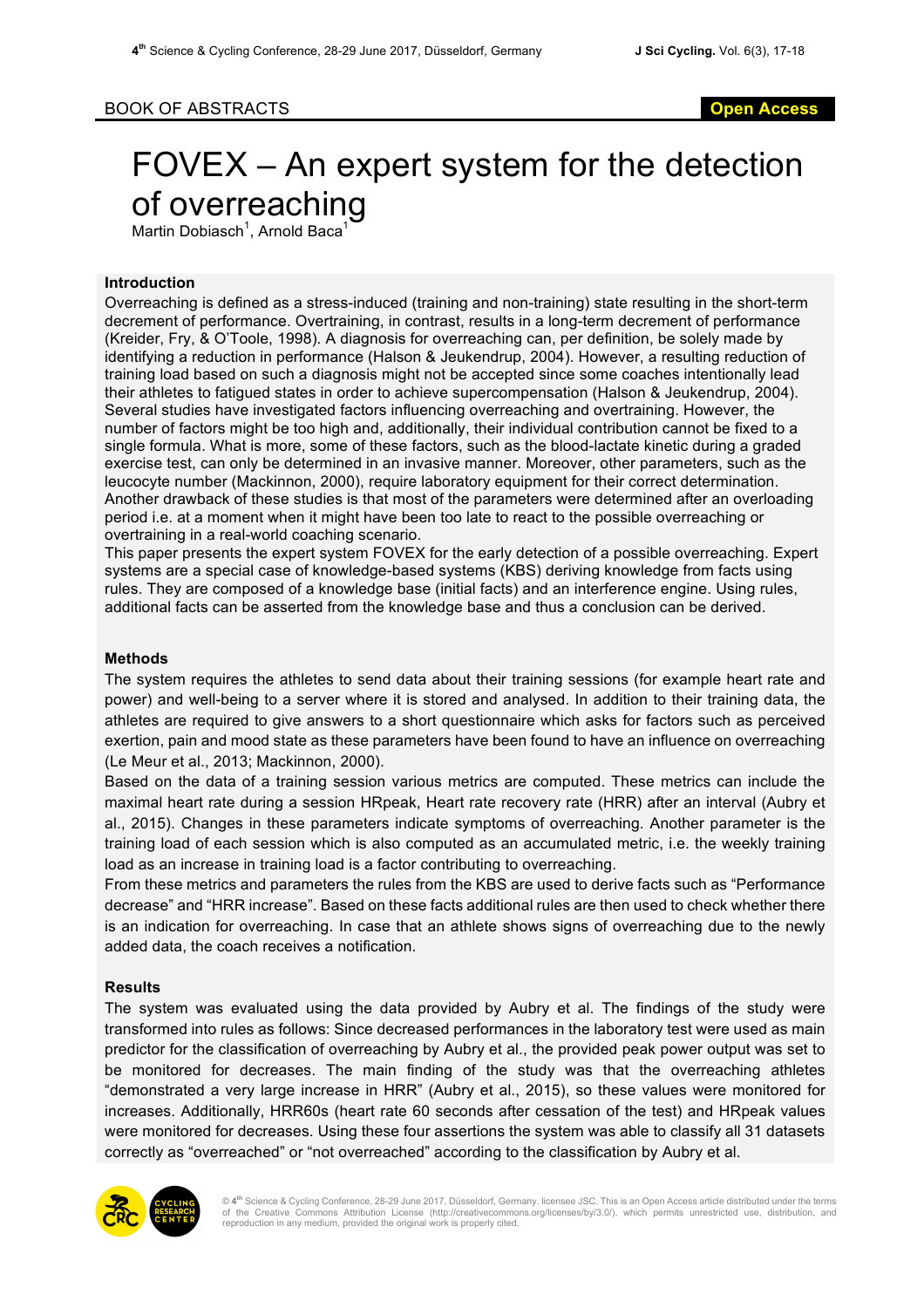BOOK OF ABSTRACTS

Open Access

# FOVEX – An expert system for the detection of overreaching

Martin Dobiasch[1], Arnold Baca[1]

## Introduction

Overreaching is defined as a stress-induced (training and non-training) state resulting in the short-term decrement of performance. Overtraining, in contrast, results in a long-term decrement of performance (Kreider, Fry, & O'Toole, 1998). A diagnosis for overreaching can, per definition, be solely made by identifying a reduction in performance (Halson & Jeukendrup, 2004). However, a resulting reduction of training load based on such a diagnosis might not be accepted since some coaches intentionally lead their athletes to fatigued states in order to achieve supercompensation (Halson & Jeukendrup, 2004). Several studies have investigated factors influencing overreaching and overtraining. However, the number of factors might be too high and, additionally, their individual contribution cannot be fixed to a single formula. What is more, some of these factors, such as the blood-lactate kinetic during a graded exercise test, can only be determined in an invasive manner. Moreover, other parameters, such as the leucocyte number (Mackinnon, 2000), require laboratory equipment for their correct determination. Another drawback of these studies is that most of the parameters were determined after an overloading period i.e. at a moment when it might have been too late to react to the possible overreaching or overtraining in a real-world coaching scenario.

This paper presents the expert system FOVEX for the early detection of a possible overreaching. Expert systems are a special case of knowledge-based systems (KBS) deriving knowledge from facts using rules. They are composed of a knowledge base (initial facts) and an interference engine. Using rules, additional facts can be asserted from the knowledge base and thus a conclusion can be derived.

## Methods

The system requires the athletes to send data about their training sessions (for example heart rate and power) and well-being to a server where it is stored and analysed. In addition to their training data, the athletes are required to give answers to a short questionnaire which asks for factors such as perceived exertion, pain and mood state as these parameters have been found to have an influence on overreaching (Le Meur et al., 2013; Mackinnon, 2000).

Based on the data of a training session various metrics are computed. These metrics can include the maximal heart rate during a session HRpeak, Heart rate recovery rate (HRR) after an interval (Aubry et al., 2015). Changes in these parameters indicate symptoms of overreaching. Another parameter is the training load of each session which is also computed as an accumulated metric, i.e. the weekly training load as an increase in training load is a factor contributing to overreaching.

From these metrics and parameters the rules from the KBS are used to derive facts such as "Performance decrease" and "HRR increase". Based on these facts additional rules are then used to check whether there is an indication for overreaching. In case that an athlete shows signs of overreaching due to the newly added data, the coach receives a notification.

## Results

The system was evaluated using the data provided by Aubry et al. The findings of the study were transformed into rules as follows: Since decreased performances in the laboratory test were used as main predictor for the classification of overreaching by Aubry et al., the provided peak power output was set to be monitored for decreases. The main finding of the study was that the overreaching athletes "demonstrated a very large increase in HRR" (Aubry et al., 2015), so these values were monitored for increases. Additionally, HRR60s (heart rate 60 seconds after cessation of the test) and HRpeak values were monitored for decreases. Using these four assertions the system was able to classify all 31 datasets correctly as "overreached" or "not overreached" according to the classification by Aubry et al.

© 4th Science & Cycling Conference, 28-29 June 2017, Düsseldorf, Germany. licensee JSC. This is an Open Access article distributed under the terms of the Creative Commons Attribution License (http://creativecommons.org/licenses/by/3.0/), which permits unrestricted use, distribution, and reproduction in any medium, provided the original work is properly cited.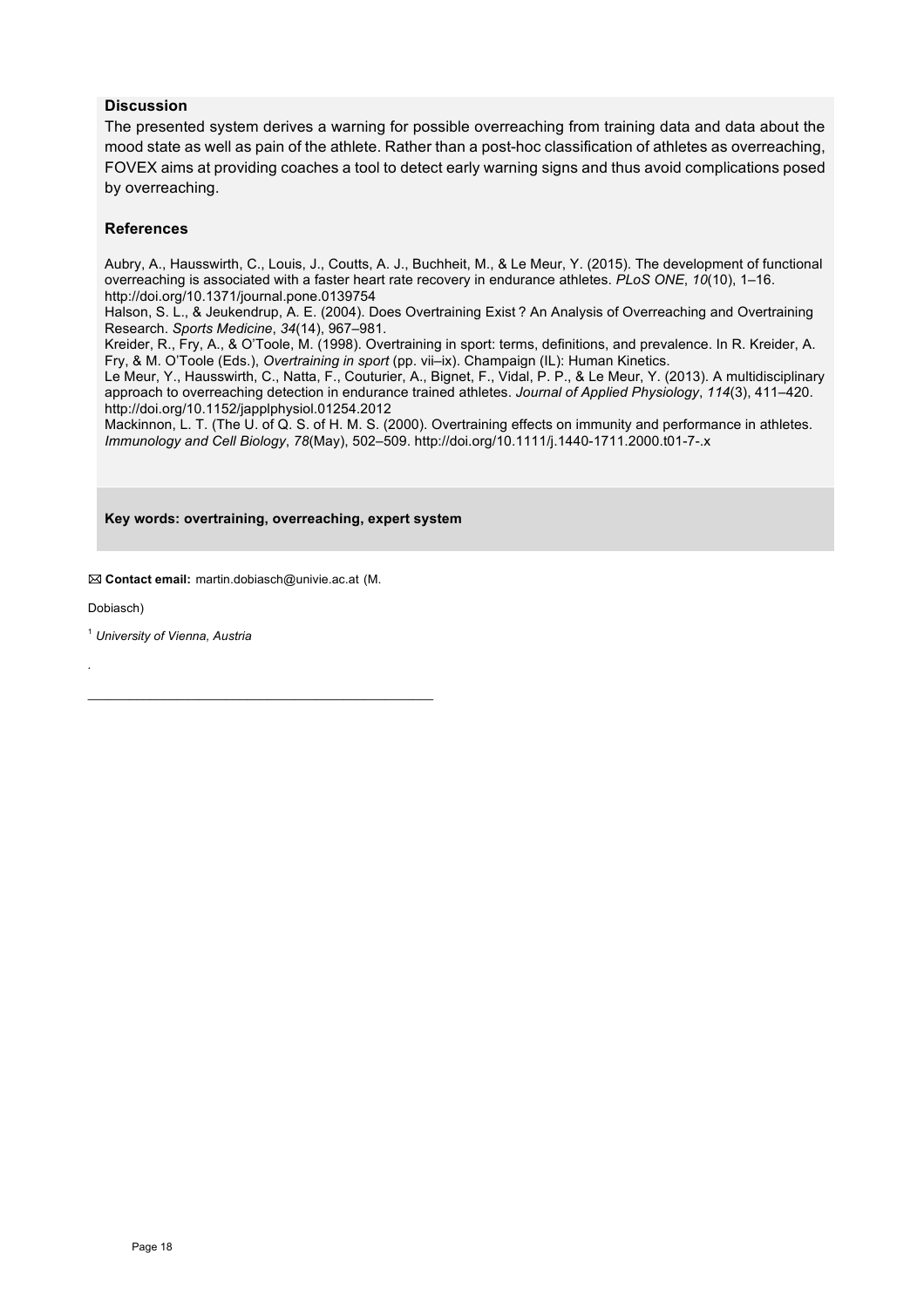### Discussion

The presented system derives a warning for possible overreaching from training data and data about the mood state as well as pain of the athlete. Rather than a post-hoc classification of athletes as overreaching, FOVEX aims at providing coaches a tool to detect early warning signs and thus avoid complications posed by overreaching.

### References

Aubry, A., Hausswirth, C., Louis, J., Coutts, A. J., Buchheit, M., & Le Meur, Y. (2015). The development of functional overreaching is associated with a faster heart rate recovery in endurance athletes. *PLoS ONE*, *10*(10), 1–16. http://doi.org/10.1371/journal.pone.0139754

Halson, S. L., & Jeukendrup, A. E. (2004). Does Overtraining Exist ? An Analysis of Overreaching and Overtraining Research. *Sports Medicine*, *34*(14), 967–981.

Kreider, R., Fry, A., & O'Toole, M. (1998). Overtraining in sport: terms, definitions, and prevalence. In R. Kreider, A. Fry, & M. O'Toole (Eds.), *Overtraining in sport* (pp. vii–ix). Champaign (IL): Human Kinetics.

Le Meur, Y., Hausswirth, C., Natta, F., Couturier, A., Bignet, F., Vidal, P. P., & Le Meur, Y. (2013). A multidisciplinary approach to overreaching detection in endurance trained athletes. *Journal of Applied Physiology*, *114*(3), 411–420. http://doi.org/10.1152/japplphysiol.01254.2012

Mackinnon, L. T. (The U. of Q. S. of H. M. S. (2000). Overtraining effects on immunity and performance in athletes. *Immunology and Cell Biology*, *78*(May), 502–509. http://doi.org/10.1111/j.1440-1711.2000.t01-7-.x

**Key words: overtraining, overreaching, expert system**

✉ **Contact email:** martin.dobiasch@univie.ac.at (M. Dobiasch)

[1] *University of Vienna, Austria*